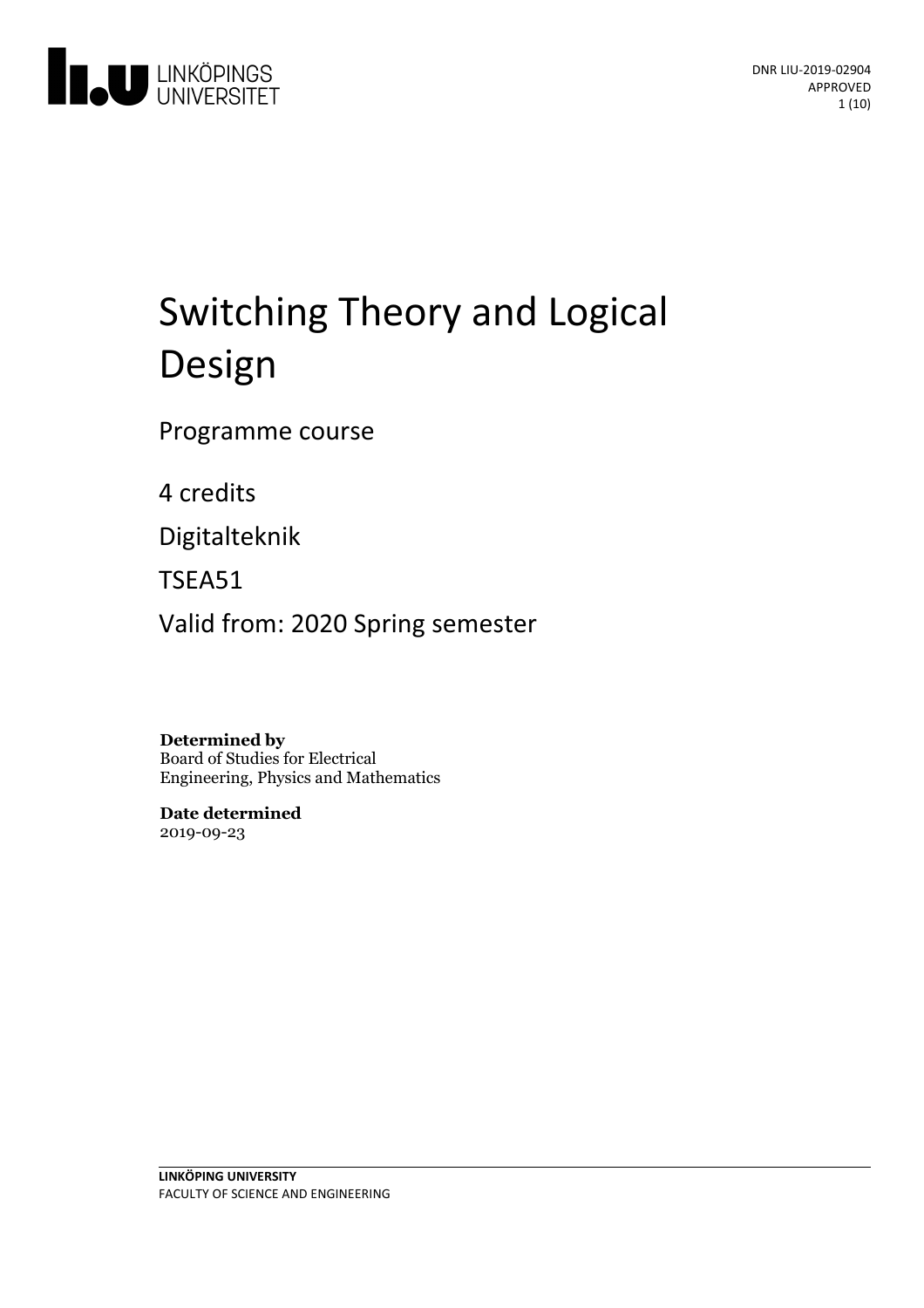# Switching Theory and Logical Design

Programme course

4 credits

Digitalteknik

TSEA51

Valid from: 2020 Spring semester

**Determined by**
Board of Studies for Electrical Engineering, Physics and Mathematics

**Date determined**
2019-09-23

DNR LIU-2019-02904
APPROVED

**LINKÖPING UNIVERSITY**
FACULTY OF SCIENCE AND ENGINEERING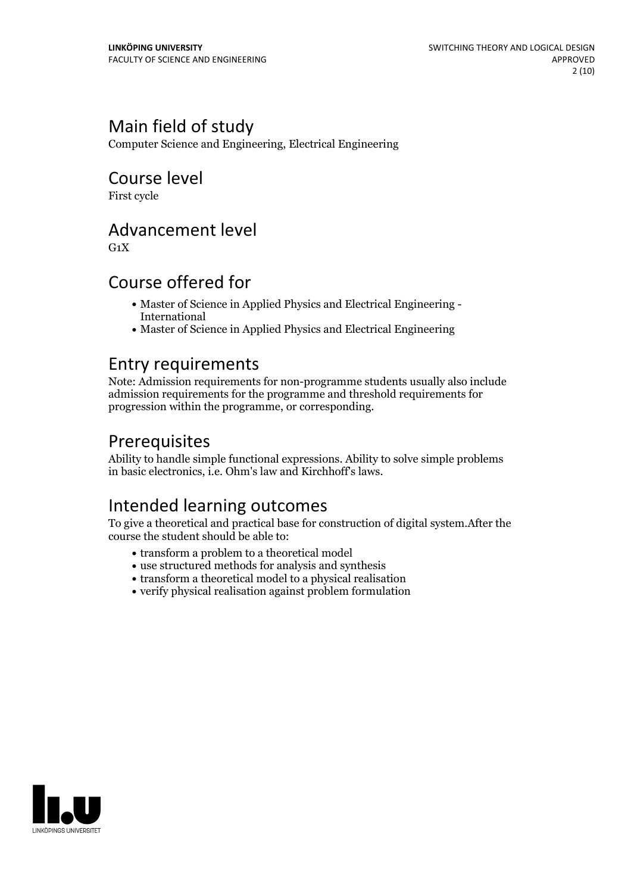## Main field of study

Computer Science and Engineering, Electrical Engineering

## Course level

First cycle

## Advancement level

G1X

## Course offered for

- Master of Science in Applied Physics and Electrical Engineering - International
- Master of Science in Applied Physics and Electrical Engineering

## Entry requirements

Note: Admission requirements for non-programme students usually also include admission requirements for the programme and threshold requirements for progression within the programme, or corresponding.

## Prerequisites

Ability to handle simple functional expressions. Ability to solve simple problems in basic electronics, i.e. Ohm's law and Kirchhoff's laws.

## Intended learning outcomes

To give a theoretical and practical base for construction of digital system.After the course the student should be able to:

- transform a problem to a theoretical model
- use structured methods for analysis and synthesis
- transform a theoretical model to a physical realisation
- verify physical realisation against problem formulation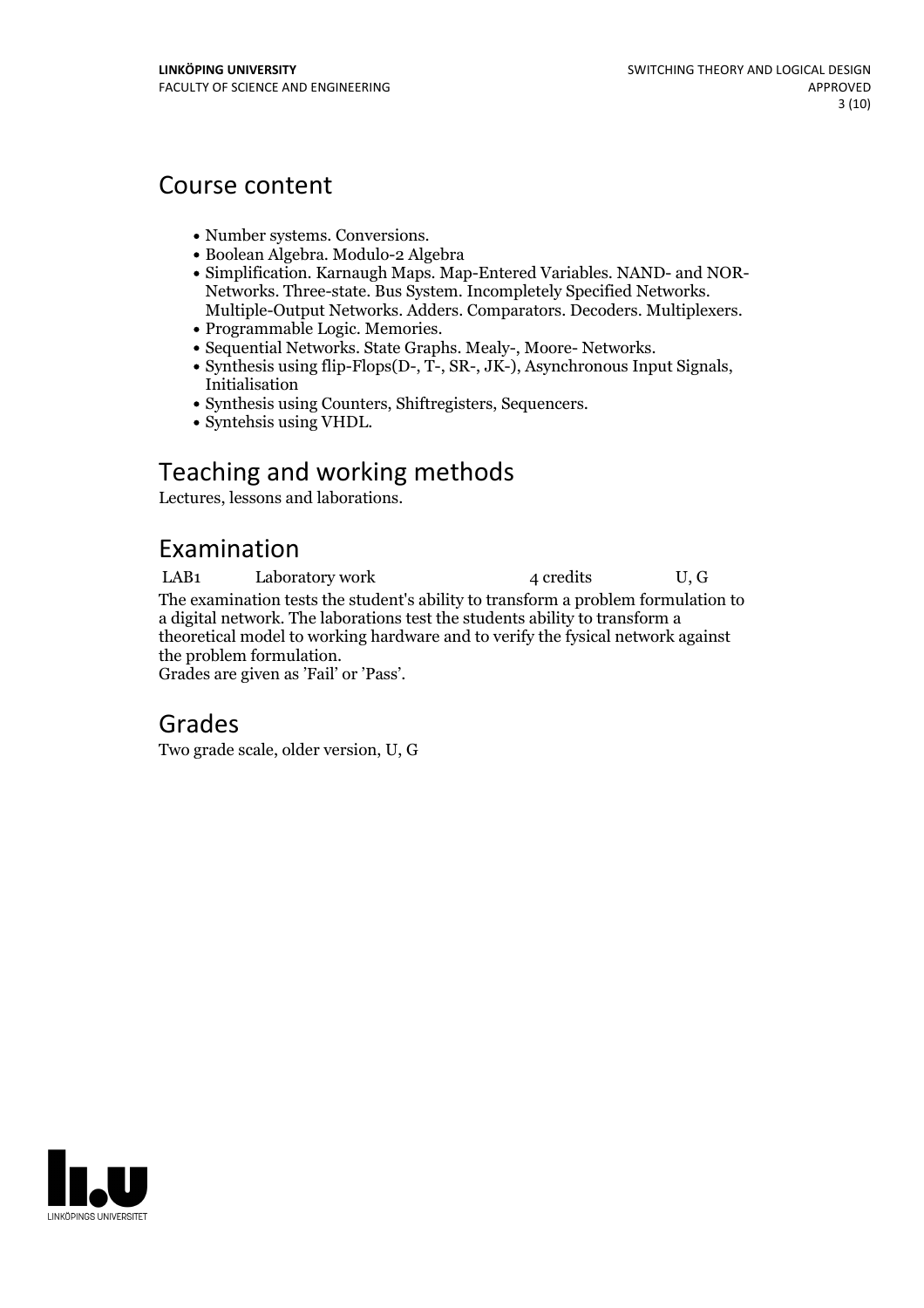## Course content

- Number systems. Conversions.
- Boolean Algebra. Modulo-2 Algebra
- Simplification. Karnaugh Maps. Map-Entered Variables. NAND- and NOR-Networks. Three-state. Bus System. Incompletely Specified Networks. Multiple-Output Networks. Adders. Comparators. Decoders. Multiplexers.
- Programmable Logic. Memories.
- Sequential Networks. State Graphs. Mealy-, Moore- Networks.
- Synthesis using flip-Flops(D-, T-, SR-, JK-), Asynchronous Input Signals, Initialisation
- Synthesis using Counters, Shiftregisters, Sequencers.
- Syntehsis using VHDL.

## Teaching and working methods

Lectures, lessons and laborations.

## Examination

| | | | |
|---|---|---|---|
| LAB1 | Laboratory work | 4 credits | U, G |

The examination tests the student's ability to transform a problem formulation to a digital network. The laborations test the students ability to transform a theoretical model to working hardware and to verify the fysical network against the problem formulation.
Grades are given as 'Fail' or 'Pass'.

## Grades

Two grade scale, older version, U, G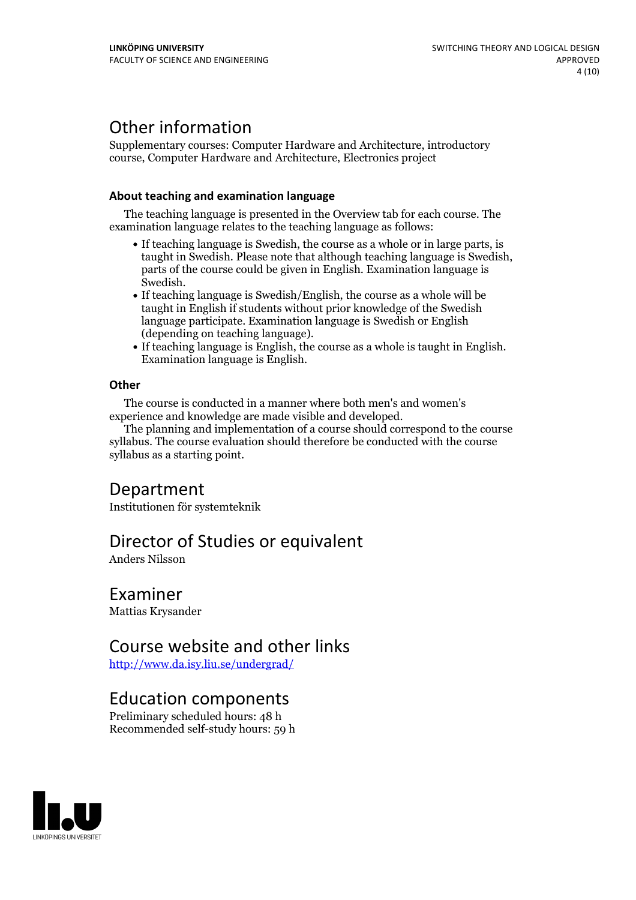# Other information

Supplementary courses: Computer Hardware and Architecture, introductory course, Computer Hardware and Architecture, Electronics project

### About teaching and examination language

The teaching language is presented in the Overview tab for each course. The examination language relates to the teaching language as follows:

- If teaching language is Swedish, the course as a whole or in large parts, is taught in Swedish. Please note that although teaching language is Swedish, parts of the course could be given in English. Examination language is Swedish.
- If teaching language is Swedish/English, the course as a whole will be taught in English if students without prior knowledge of the Swedish language participate. Examination language is Swedish or English (depending on teaching language).
- If teaching language is English, the course as a whole is taught in English. Examination language is English.

### Other

The course is conducted in a manner where both men's and women's experience and knowledge are made visible and developed.

The planning and implementation of a course should correspond to the course syllabus. The course evaluation should therefore be conducted with the course syllabus as a starting point.

# Department

Institutionen för systemteknik

# Director of Studies or equivalent

Anders Nilsson

# Examiner

Mattias Krysander

# Course website and other links

http://www.da.isy.liu.se/undergrad/

# Education components

Preliminary scheduled hours: 48 h
Recommended self-study hours: 59 h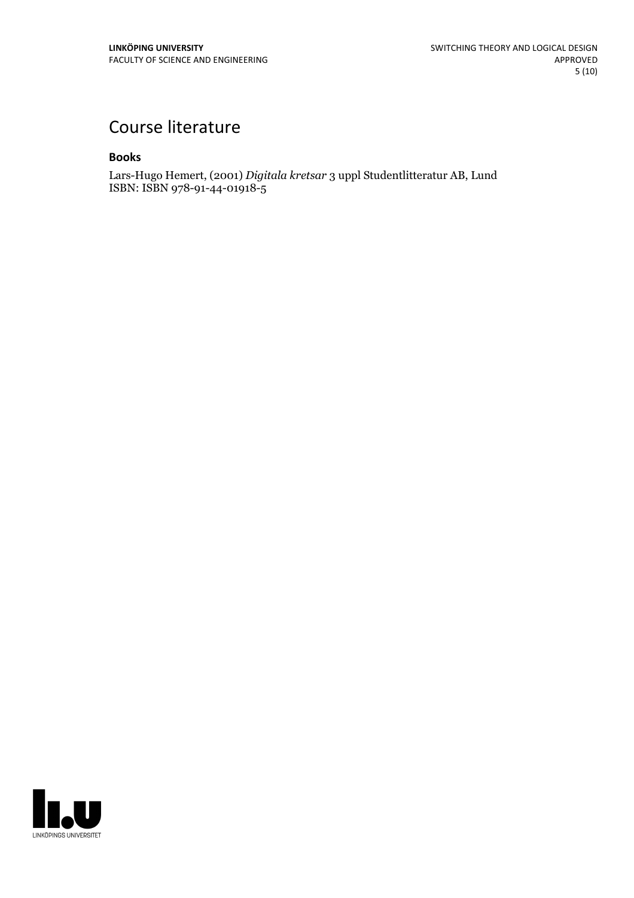# Course literature

### Books

Lars-Hugo Hemert, (2001) *Digitala kretsar* 3 uppl Studentlitteratur AB, Lund
ISBN: ISBN 978-91-44-01918-5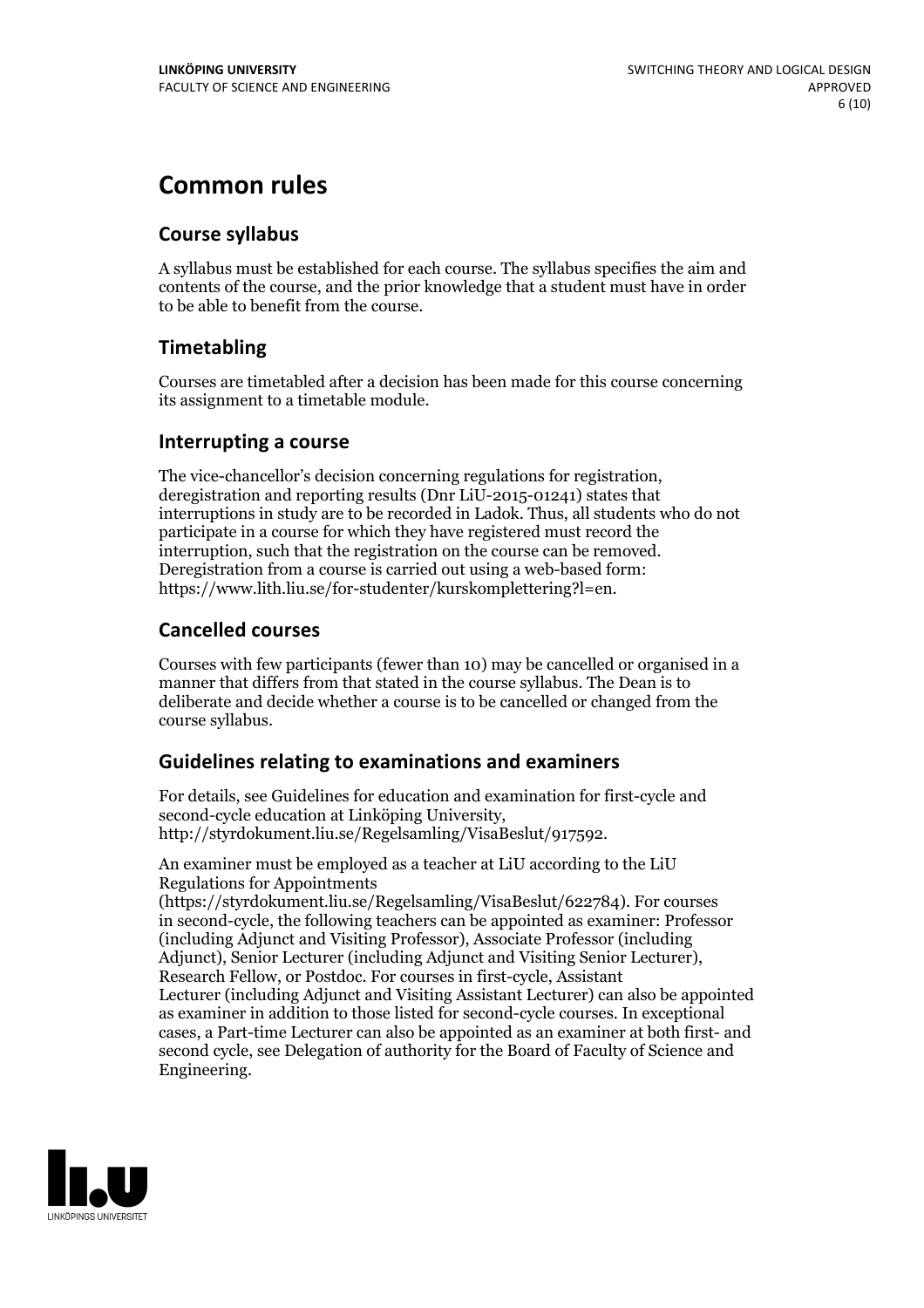# Common rules

## Course syllabus

A syllabus must be established for each course. The syllabus specifies the aim and contents of the course, and the prior knowledge that a student must have in order to be able to benefit from the course.

## Timetabling

Courses are timetabled after a decision has been made for this course concerning its assignment to a timetable module.

## Interrupting a course

The vice-chancellor's decision concerning regulations for registration, deregistration and reporting results (Dnr LiU-2015-01241) states that interruptions in study are to be recorded in Ladok. Thus, all students who do not participate in a course for which they have registered must record the interruption, such that the registration on the course can be removed. Deregistration from a course is carried out using a web-based form: https://www.lith.liu.se/for-studenter/kurskomplettering?l=en.

## Cancelled courses

Courses with few participants (fewer than 10) may be cancelled or organised in a manner that differs from that stated in the course syllabus. The Dean is to deliberate and decide whether a course is to be cancelled or changed from the course syllabus.

## Guidelines relating to examinations and examiners

For details, see Guidelines for education and examination for first-cycle and second-cycle education at Linköping University, http://styrdokument.liu.se/Regelsamling/VisaBeslut/917592.

An examiner must be employed as a teacher at LiU according to the LiU Regulations for Appointments (https://styrdokument.liu.se/Regelsamling/VisaBeslut/622784). For courses in second-cycle, the following teachers can be appointed as examiner: Professor (including Adjunct and Visiting Professor), Associate Professor (including Adjunct), Senior Lecturer (including Adjunct and Visiting Senior Lecturer), Research Fellow, or Postdoc. For courses in first-cycle, Assistant Lecturer (including Adjunct and Visiting Assistant Lecturer) can also be appointed as examiner in addition to those listed for second-cycle courses. In exceptional cases, a Part-time Lecturer can also be appointed as an examiner at both first- and second cycle, see Delegation of authority for the Board of Faculty of Science and Engineering.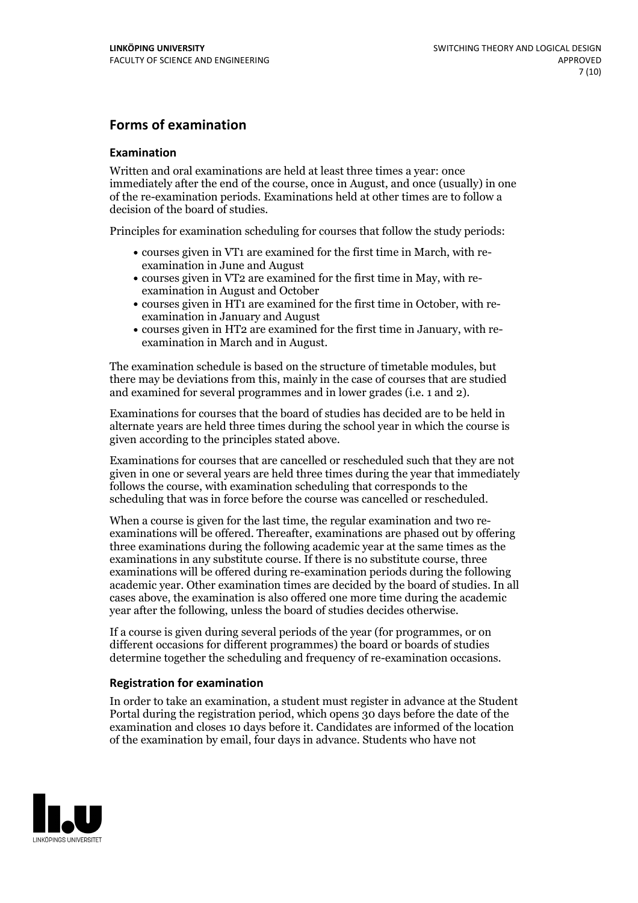## Forms of examination

### Examination

Written and oral examinations are held at least three times a year: once immediately after the end of the course, once in August, and once (usually) in one of the re-examination periods. Examinations held at other times are to follow a decision of the board of studies.

Principles for examination scheduling for courses that follow the study periods:

- courses given in VT1 are examined for the first time in March, with re-examination in June and August
- courses given in VT2 are examined for the first time in May, with re-examination in August and October
- courses given in HT1 are examined for the first time in October, with re-examination in January and August
- courses given in HT2 are examined for the first time in January, with re-examination in March and in August.

The examination schedule is based on the structure of timetable modules, but there may be deviations from this, mainly in the case of courses that are studied and examined for several programmes and in lower grades (i.e. 1 and 2).

Examinations for courses that the board of studies has decided are to be held in alternate years are held three times during the school year in which the course is given according to the principles stated above.

Examinations for courses that are cancelled or rescheduled such that they are not given in one or several years are held three times during the year that immediately follows the course, with examination scheduling that corresponds to the scheduling that was in force before the course was cancelled or rescheduled.

When a course is given for the last time, the regular examination and two re-examinations will be offered. Thereafter, examinations are phased out by offering three examinations during the following academic year at the same times as the examinations in any substitute course. If there is no substitute course, three examinations will be offered during re-examination periods during the following academic year. Other examination times are decided by the board of studies. In all cases above, the examination is also offered one more time during the academic year after the following, unless the board of studies decides otherwise.

If a course is given during several periods of the year (for programmes, or on different occasions for different programmes) the board or boards of studies determine together the scheduling and frequency of re-examination occasions.

### Registration for examination

In order to take an examination, a student must register in advance at the Student Portal during the registration period, which opens 30 days before the date of the examination and closes 10 days before it. Candidates are informed of the location of the examination by email, four days in advance. Students who have not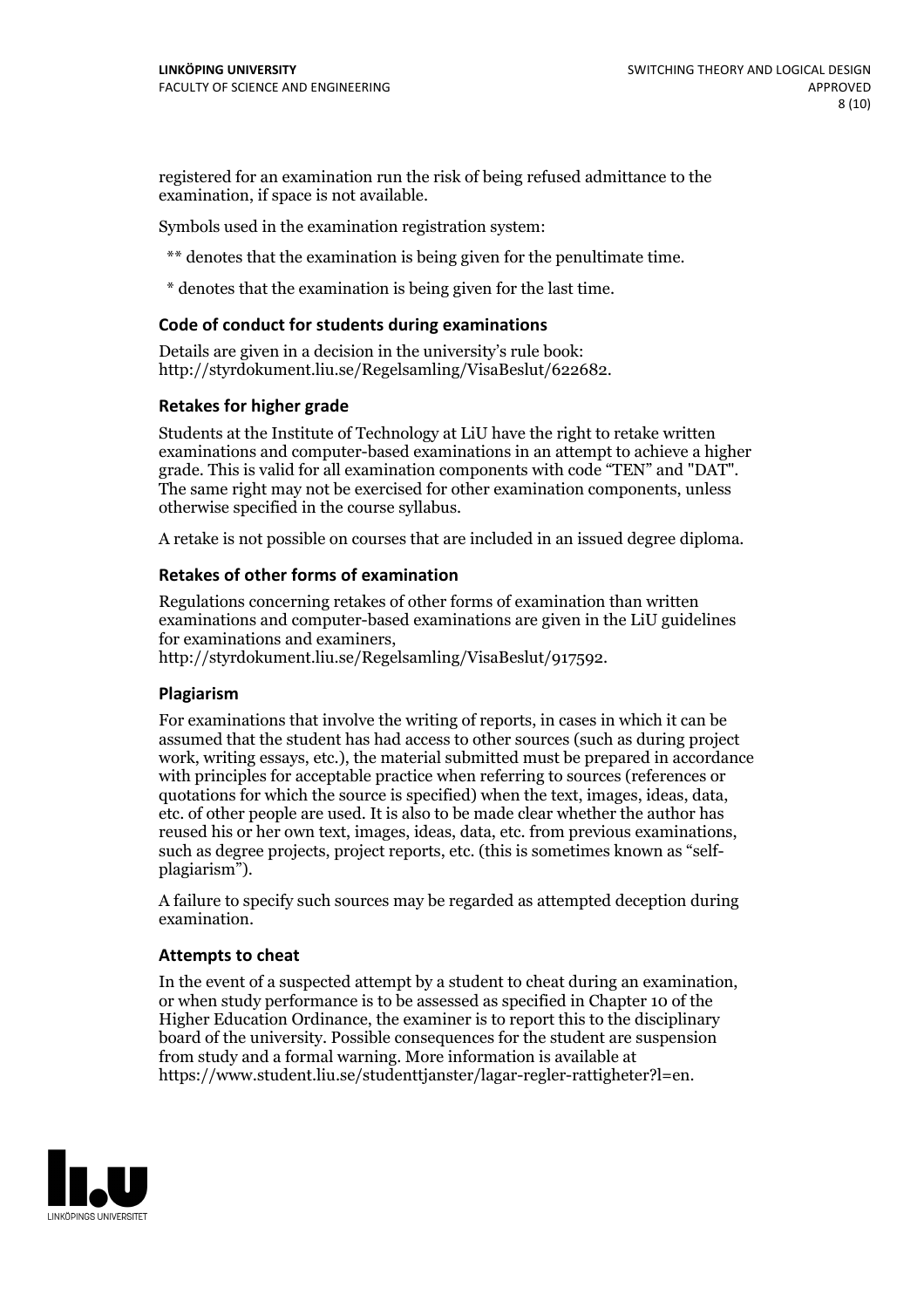registered for an examination run the risk of being refused admittance to the examination, if space is not available.

Symbols used in the examination registration system:

** denotes that the examination is being given for the penultimate time.

* denotes that the examination is being given for the last time.

### Code of conduct for students during examinations

Details are given in a decision in the university's rule book: http://styrdokument.liu.se/Regelsamling/VisaBeslut/622682.

### Retakes for higher grade

Students at the Institute of Technology at LiU have the right to retake written examinations and computer-based examinations in an attempt to achieve a higher grade. This is valid for all examination components with code "TEN" and "DAT". The same right may not be exercised for other examination components, unless otherwise specified in the course syllabus.

A retake is not possible on courses that are included in an issued degree diploma.

### Retakes of other forms of examination

Regulations concerning retakes of other forms of examination than written examinations and computer-based examinations are given in the LiU guidelines for examinations and examiners, http://styrdokument.liu.se/Regelsamling/VisaBeslut/917592.

### Plagiarism

For examinations that involve the writing of reports, in cases in which it can be assumed that the student has had access to other sources (such as during project work, writing essays, etc.), the material submitted must be prepared in accordance with principles for acceptable practice when referring to sources (references or quotations for which the source is specified) when the text, images, ideas, data, etc. of other people are used. It is also to be made clear whether the author has reused his or her own text, images, ideas, data, etc. from previous examinations, such as degree projects, project reports, etc. (this is sometimes known as "self-plagiarism").

A failure to specify such sources may be regarded as attempted deception during examination.

### Attempts to cheat

In the event of a suspected attempt by a student to cheat during an examination, or when study performance is to be assessed as specified in Chapter 10 of the Higher Education Ordinance, the examiner is to report this to the disciplinary board of the university. Possible consequences for the student are suspension from study and a formal warning. More information is available at https://www.student.liu.se/studenttjanster/lagar-regler-rattigheter?l=en.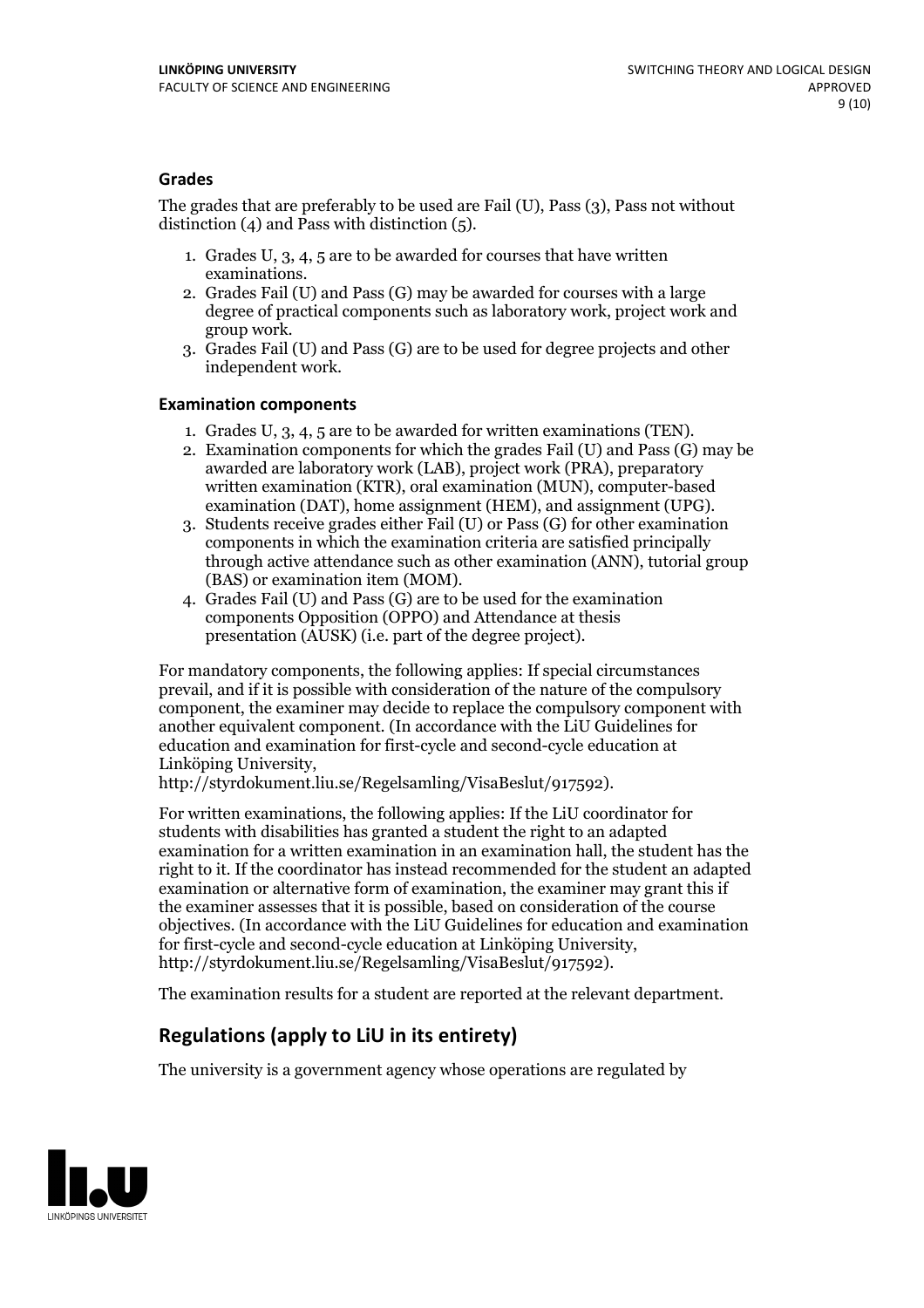### Grades

The grades that are preferably to be used are Fail (U), Pass (3), Pass not without distinction (4) and Pass with distinction (5).

1. Grades U, 3, 4, 5 are to be awarded for courses that have written examinations.
2. Grades Fail (U) and Pass (G) may be awarded for courses with a large degree of practical components such as laboratory work, project work and group work.
3. Grades Fail (U) and Pass (G) are to be used for degree projects and other independent work.

### Examination components

1. Grades U, 3, 4, 5 are to be awarded for written examinations (TEN).
2. Examination components for which the grades Fail (U) and Pass (G) may be awarded are laboratory work (LAB), project work (PRA), preparatory written examination (KTR), oral examination (MUN), computer-based examination (DAT), home assignment (HEM), and assignment (UPG).
3. Students receive grades either Fail (U) or Pass (G) for other examination components in which the examination criteria are satisfied principally through active attendance such as other examination (ANN), tutorial group (BAS) or examination item (MOM).
4. Grades Fail (U) and Pass (G) are to be used for the examination components Opposition (OPPO) and Attendance at thesis presentation (AUSK) (i.e. part of the degree project).

For mandatory components, the following applies: If special circumstances prevail, and if it is possible with consideration of the nature of the compulsory component, the examiner may decide to replace the compulsory component with another equivalent component. (In accordance with the LiU Guidelines for education and examination for first-cycle and second-cycle education at Linköping University, http://styrdokument.liu.se/Regelsamling/VisaBeslut/917592).

For written examinations, the following applies: If the LiU coordinator for students with disabilities has granted a student the right to an adapted examination for a written examination in an examination hall, the student has the right to it. If the coordinator has instead recommended for the student an adapted examination or alternative form of examination, the examiner may grant this if the examiner assesses that it is possible, based on consideration of the course objectives. (In accordance with the LiU Guidelines for education and examination for first-cycle and second-cycle education at Linköping University, http://styrdokument.liu.se/Regelsamling/VisaBeslut/917592).

The examination results for a student are reported at the relevant department.

## Regulations (apply to LiU in its entirety)

The university is a government agency whose operations are regulated by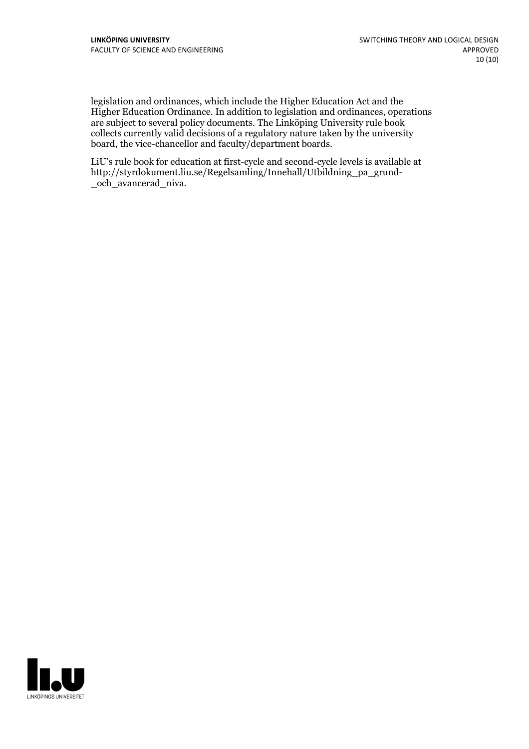legislation and ordinances, which include the Higher Education Act and the Higher Education Ordinance. In addition to legislation and ordinances, operations are subject to several policy documents. The Linköping University rule book collects currently valid decisions of a regulatory nature taken by the university board, the vice-chancellor and faculty/department boards.

LiU's rule book for education at first-cycle and second-cycle levels is available at http://styrdokument.liu.se/Regelsamling/Innehall/Utbildning_pa_grund-_och_avancerad_niva.